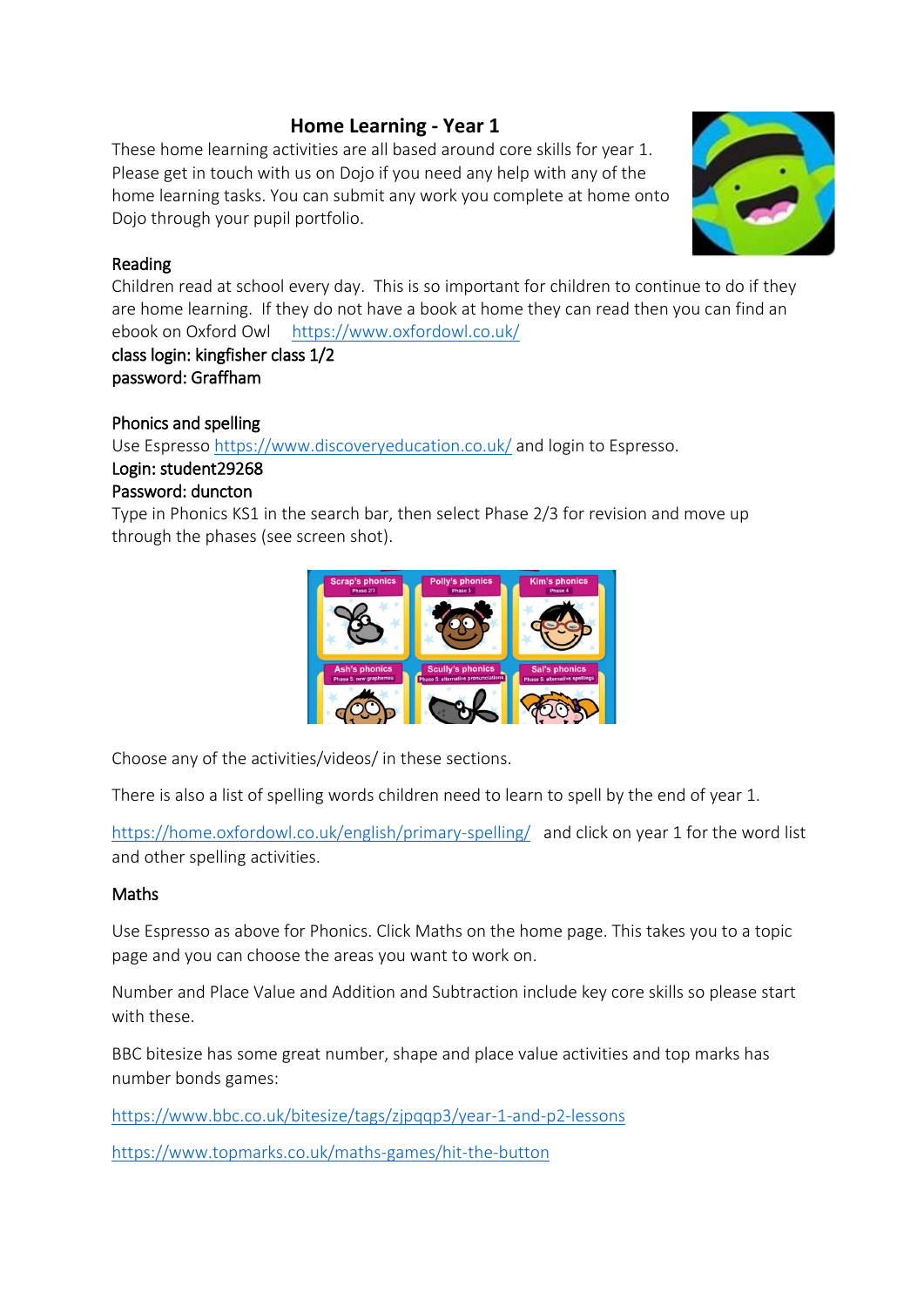# Home Learning - Year 1

These home learning activities are all based around core skills for year 1. Please get in touch with us on Dojo if you need any help with any of the home learning tasks. You can submit any work you complete at home onto Dojo through your pupil portfolio.

## Reading

Children read at school every day. This is so important for children to continue to do if they are home learning. If they do not have a book at home they can read then you can find an ebook on Oxford Owl https://www.oxfordowl.co.uk/

class login: kingfisher class 1/2
password: Graffham

## Phonics and spelling

Use Espresso https://www.discoveryeducation.co.uk/ and login to Espresso.

Login: student29268
Password: duncton

Type in Phonics KS1 in the search bar, then select Phase 2/3 for revision and move up through the phases (see screen shot).

Choose any of the activities/videos/ in these sections.

There is also a list of spelling words children need to learn to spell by the end of year 1.

https://home.oxfordowl.co.uk/english/primary-spelling/ and click on year 1 for the word list and other spelling activities.

## Maths

Use Espresso as above for Phonics. Click Maths on the home page. This takes you to a topic page and you can choose the areas you want to work on.

Number and Place Value and Addition and Subtraction include key core skills so please start with these.

BBC bitesize has some great number, shape and place value activities and top marks has number bonds games:

https://www.bbc.co.uk/bitesize/tags/zjpqqp3/year-1-and-p2-lessons

https://www.topmarks.co.uk/maths-games/hit-the-button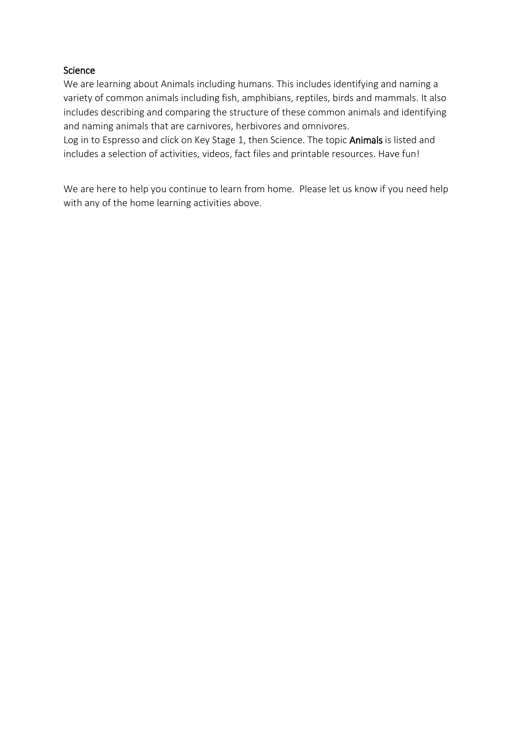## Science

We are learning about Animals including humans. This includes identifying and naming a variety of common animals including fish, amphibians, reptiles, birds and mammals. It also includes describing and comparing the structure of these common animals and identifying and naming animals that are carnivores, herbivores and omnivores.
Log in to Espresso and click on Key Stage 1, then Science. The topic **Animals** is listed and includes a selection of activities, videos, fact files and printable resources. Have fun!

We are here to help you continue to learn from home. Please let us know if you need help with any of the home learning activities above.